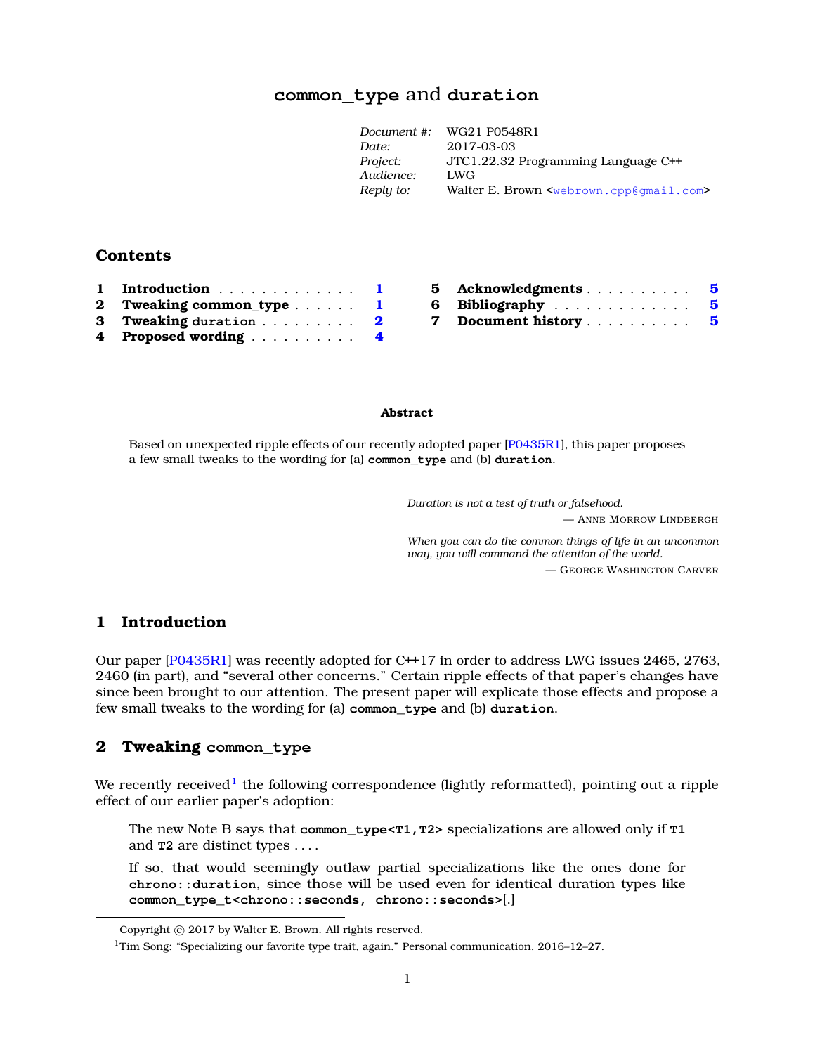# `common_type` and `duration`

| | |
|---|---|
| *Document #:* | WG21 P0548R1 |
| *Date:* | 2017-03-03 |
| *Project:* | JTC1.22.32 Programming Language C++ |
| *Audience:* | LWG |
| *Reply to:* | Walter E. Brown <webrown.cpp@gmail.com> |

## Contents

1 **Introduction** . . . . . . . . . . . . . 1
2 **Tweaking common_type** . . . . . . 1
3 **Tweaking duration** . . . . . . . . . 2
4 **Proposed wording** . . . . . . . . . . 4
5 **Acknowledgments** . . . . . . . . . . 5
6 **Bibliography** . . . . . . . . . . . . . 5
7 **Document history** . . . . . . . . . . 5

**Abstract**

Based on unexpected ripple effects of our recently adopted paper [P0435R1], this paper proposes a few small tweaks to the wording for (a) **`common_type`** and (b) **`duration`**.

> *Duration is not a test of truth or falsehood.*
>
> — Anne Morrow Lindbergh

> *When you can do the common things of life in an uncommon way, you will command the attention of the world.*
>
> — George Washington Carver

## 1 Introduction

Our paper [P0435R1] was recently adopted for C++17 in order to address LWG issues 2465, 2763, 2460 (in part), and "several other concerns." Certain ripple effects of that paper's changes have since been brought to our attention. The present paper will explicate those effects and propose a few small tweaks to the wording for (a) **`common_type`** and (b) **`duration`**.

## 2 Tweaking `common_type`

We recently received[1] the following correspondence (lightly reformatted), pointing out a ripple effect of our earlier paper's adoption:

> The new Note B says that **`common_type<T1,T2>`** specializations are allowed only if **`T1`** and **`T2`** are distinct types . . . .
>
> If so, that would seemingly outlaw partial specializations like the ones done for **`chrono::duration`**, since those will be used even for identical duration types like **`common_type_t<chrono::seconds, chrono::seconds>`**[.]

Copyright © 2017 by Walter E. Brown. All rights reserved.

[1] Tim Song: "Specializing our favorite type trait, again." Personal communication, 2016–12–27.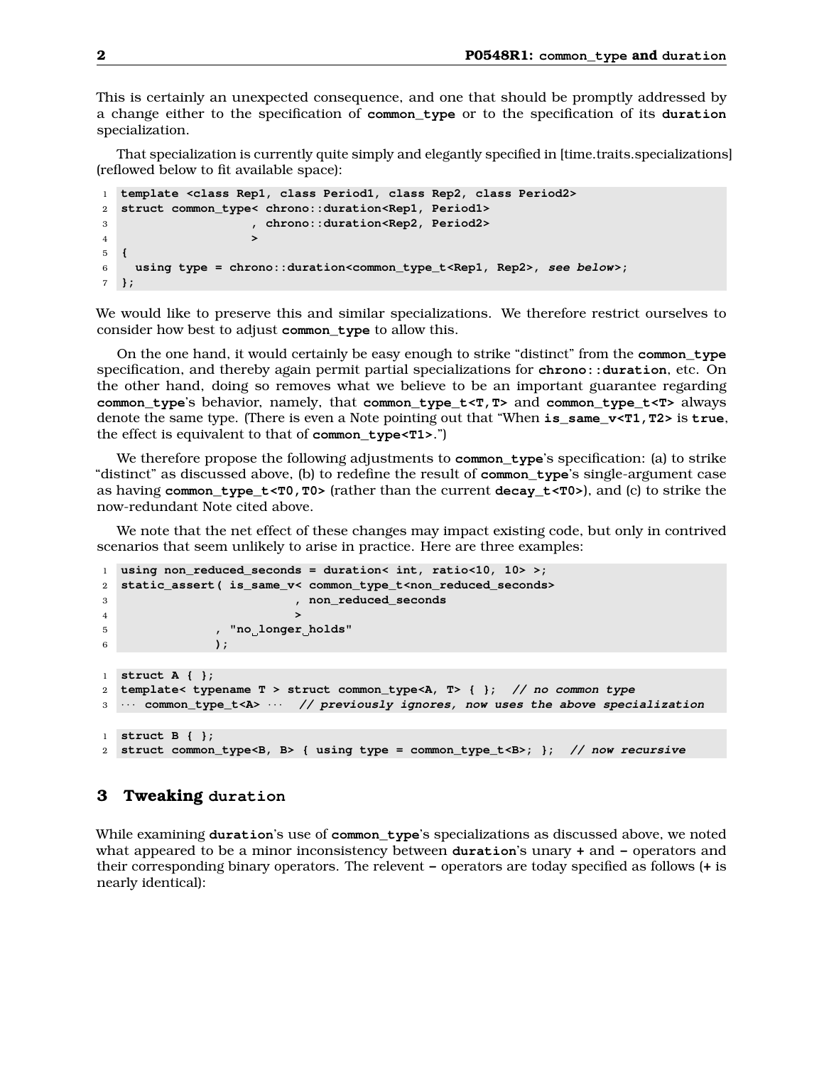This is certainly an unexpected consequence, and one that should be promptly addressed by a change either to the specification of **common_type** or to the specification of its **duration** specialization.

That specialization is currently quite simply and elegantly specified in [time.traits.specializations] (reflowed below to fit available space):

```
template <class Rep1, class Period1, class Rep2, class Period2>
struct common_type< chrono::duration<Rep1, Period1>
                  , chrono::duration<Rep2, Period2>
                  >
{
  using type = chrono::duration<common_type_t<Rep1, Rep2>, see below>;
};
```

We would like to preserve this and similar specializations. We therefore restrict ourselves to consider how best to adjust **common_type** to allow this.

On the one hand, it would certainly be easy enough to strike "distinct" from the **common_type** specification, and thereby again permit partial specializations for **chrono::duration**, etc. On the other hand, doing so removes what we believe to be an important guarantee regarding **common_type**'s behavior, namely, that **common_type_t<T,T>** and **common_type_t<T>** always denote the same type. (There is even a Note pointing out that "When **is_same_v<T1,T2>** is **true**, the effect is equivalent to that of **common_type<T1>**.")

We therefore propose the following adjustments to **common_type**'s specification: (a) to strike "distinct" as discussed above, (b) to redefine the result of **common_type**'s single-argument case as having **common_type_t<T0,T0>** (rather than the current **decay_t<T0>**), and (c) to strike the now-redundant Note cited above.

We note that the net effect of these changes may impact existing code, but only in contrived scenarios that seem unlikely to arise in practice. Here are three examples:

```
using non_reduced_seconds = duration< int, ratio<10, 10> >;
static_assert( is_same_v< common_type_t<non_reduced_seconds>
                         , non_reduced_seconds
                         >
             , "no longer holds"
             );
```

```
struct A { };
template< typename T > struct common_type<A, T> { };  // no common type
··· common_type_t<A> ···  // previously ignores, now uses the above specialization
```

```
struct B { };
struct common_type<B, B> { using type = common_type_t<B>; };  // now recursive
```

## 3 Tweaking duration

While examining **duration**'s use of **common_type**'s specializations as discussed above, we noted what appeared to be a minor inconsistency between **duration**'s unary **+** and **-** operators and their corresponding binary operators. The relevent **-** operators are today specified as follows (**+** is nearly identical):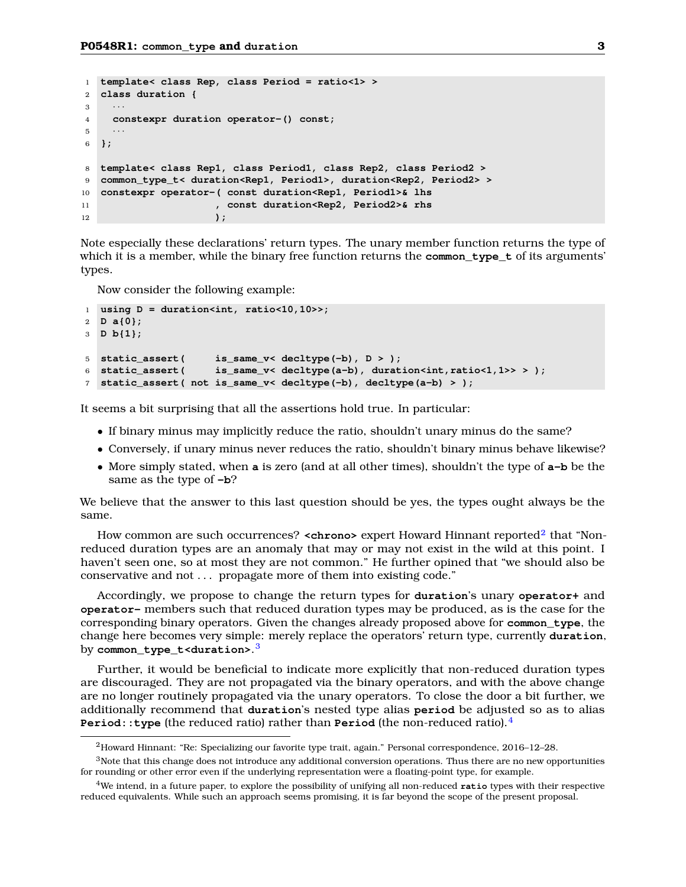```
template< class Rep, class Period = ratio<1> >
class duration {
  ...
  constexpr duration operator-() const;
  ...
};

template< class Rep1, class Period1, class Rep2, class Period2 >
common_type_t< duration<Rep1, Period1>, duration<Rep2, Period2> >
constexpr operator-( const duration<Rep1, Period1>& lhs
                   , const duration<Rep2, Period2>& rhs
                   );
```

Note especially these declarations' return types. The unary member function returns the type of which it is a member, while the binary free function returns the **common_type_t** of its arguments' types.

Now consider the following example:

```
using D = duration<int, ratio<10,10>>;
D a{0};
D b{1};

static_assert(     is_same_v< decltype(-b), D > );
static_assert(     is_same_v< decltype(a-b), duration<int,ratio<1,1>> > );
static_assert( not is_same_v< decltype(-b), decltype(a-b) > );
```

It seems a bit surprising that all the assertions hold true. In particular:

- If binary minus may implicitly reduce the ratio, shouldn't unary minus do the same?
- Conversely, if unary minus never reduces the ratio, shouldn't binary minus behave likewise?
- More simply stated, when **a** is zero (and at all other times), shouldn't the type of **a-b** be the same as the type of **-b**?

We believe that the answer to this last question should be yes, the types ought always be the same.

How common are such occurrences? **<chrono>** expert Howard Hinnant reported[2] that "Non-reduced duration types are an anomaly that may or may not exist in the wild at this point. I haven't seen one, so at most they are not common." He further opined that "we should also be conservative and not . . . propagate more of them into existing code."

Accordingly, we propose to change the return types for **duration**'s unary **operator+** and **operator-** members such that reduced duration types may be produced, as is the case for the corresponding binary operators. Given the changes already proposed above for **common_type**, the change here becomes very simple: merely replace the operators' return type, currently **duration**, by **common_type_t<duration>**.[3]

Further, it would be beneficial to indicate more explicitly that non-reduced duration types are discouraged. They are not propagated via the binary operators, and with the above change are no longer routinely propagated via the unary operators. To close the door a bit further, we additionally recommend that **duration**'s nested type alias **period** be adjusted so as to alias **Period::type** (the reduced ratio) rather than **Period** (the non-reduced ratio).[4]

---

[2] Howard Hinnant: "Re: Specializing our favorite type trait, again." Personal correspondence, 2016–12–28.

[3] Note that this change does not introduce any additional conversion operations. Thus there are no new opportunities for rounding or other error even if the underlying representation were a floating-point type, for example.

[4] We intend, in a future paper, to explore the possibility of unifying all non-reduced **ratio** types with their respective reduced equivalents. While such an approach seems promising, it is far beyond the scope of the present proposal.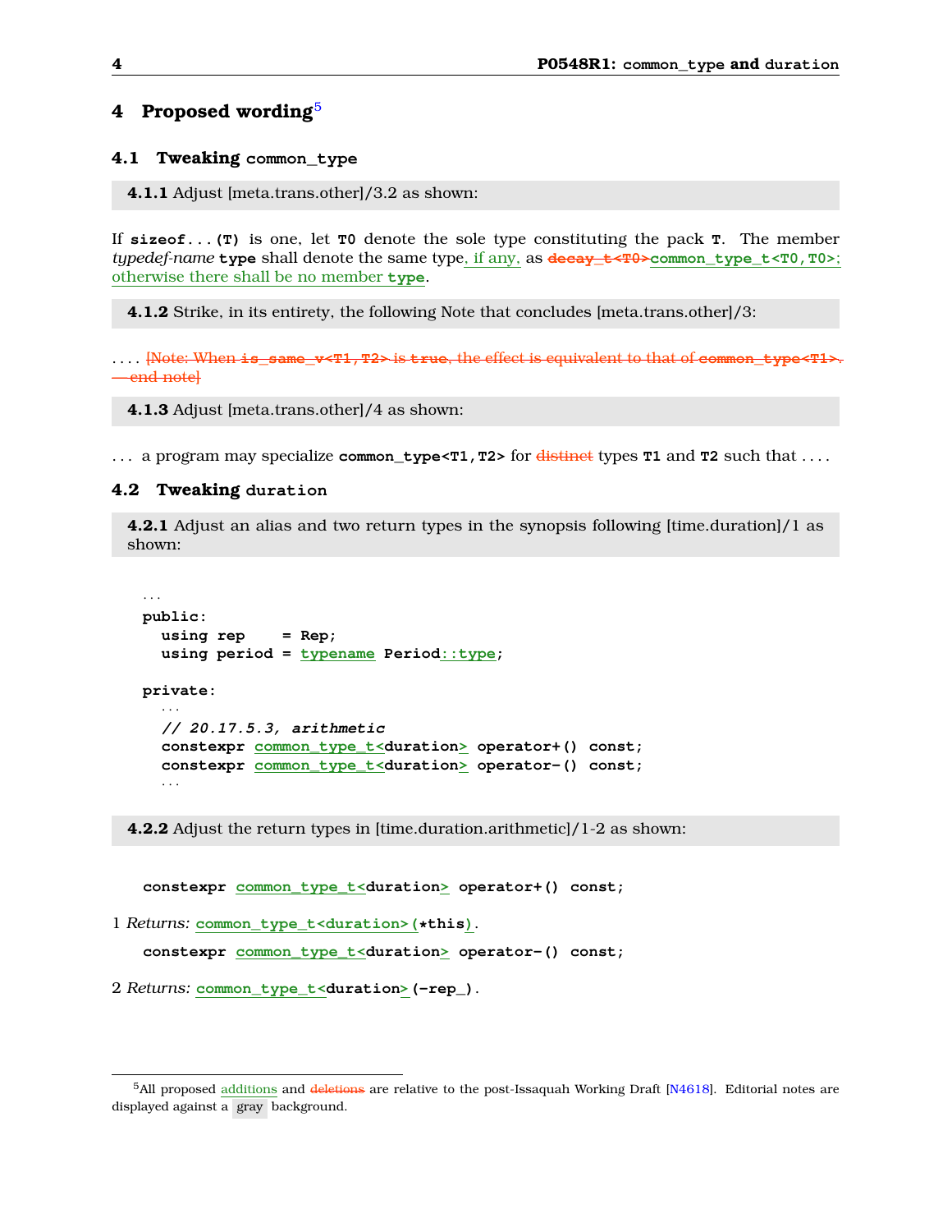# 4 Proposed wording[5]

## 4.1 Tweaking `common_type`

**4.1.1** Adjust [meta.trans.other]/3.2 as shown:

If **`sizeof...(T)`** is one, let **`T0`** denote the sole type constituting the pack **`T`**. The member *typedef-name* **`type`** shall denote the same type, if any, as ~~`decay_t<T0>`~~`common_type_t<T0,T0>`; otherwise there shall be no member **`type`**.

**4.1.2** Strike, in its entirety, the following Note that concludes [meta.trans.other]/3:

. . . . ~~[Note: When `is_same_v<T1,T2>` is `true`, the effect is equivalent to that of `common_type<T1>`. — end note]~~

**4.1.3** Adjust [meta.trans.other]/4 as shown:

. . . a program may specialize **`common_type<T1,T2>`** for ~~distinct~~ types **`T1`** and **`T2`** such that . . . .

## 4.2 Tweaking `duration`

**4.2.1** Adjust an alias and two return types in the synopsis following [time.duration]/1 as shown:

```
...
public:
  using rep    = Rep;
  using period = typename Period::type;

private:
  ...
  // 20.17.5.3, arithmetic
  constexpr common_type_t<duration> operator+() const;
  constexpr common_type_t<duration> operator-() const;
  ...
```

**4.2.2** Adjust the return types in [time.duration.arithmetic]/1-2 as shown:

```
constexpr common_type_t<duration> operator+() const;
```

1 *Returns:* **`common_type_t<duration>(*this)`**.

```
constexpr common_type_t<duration> operator-() const;
```

2 *Returns:* **`common_type_t<duration>(-rep_)`**.

---

[5] All proposed additions and ~~deletions~~ are relative to the post-Issaquah Working Draft [N4618]. Editorial notes are displayed against a gray background.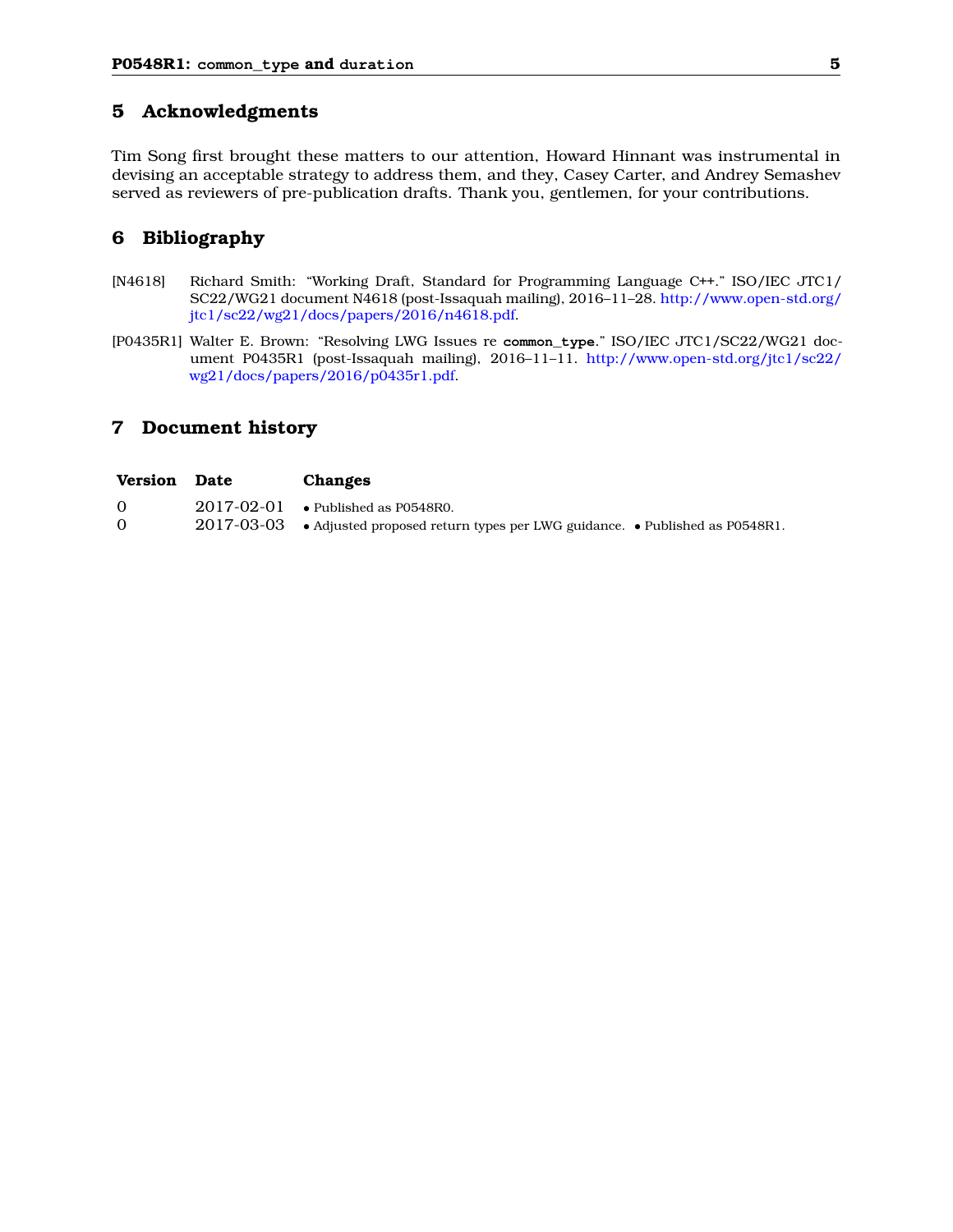## 5 Acknowledgments

Tim Song first brought these matters to our attention, Howard Hinnant was instrumental in devising an acceptable strategy to address them, and they, Casey Carter, and Andrey Semashev served as reviewers of pre-publication drafts. Thank you, gentlemen, for your contributions.

## 6 Bibliography

[N4618] Richard Smith: "Working Draft, Standard for Programming Language C++." ISO/IEC JTC1/SC22/WG21 document N4618 (post-Issaquah mailing), 2016–11–28. http://www.open-std.org/jtc1/sc22/wg21/docs/papers/2016/n4618.pdf.

[P0435R1] Walter E. Brown: "Resolving LWG Issues re **`common_type`**." ISO/IEC JTC1/SC22/WG21 document P0435R1 (post-Issaquah mailing), 2016–11–11. http://www.open-std.org/jtc1/sc22/wg21/docs/papers/2016/p0435r1.pdf.

## 7 Document history

| Version | Date | Changes |
|---|---|---|
| 0 | 2017-02-01 | • Published as P0548R0. |
| 0 | 2017-03-03 | • Adjusted proposed return types per LWG guidance. • Published as P0548R1. |